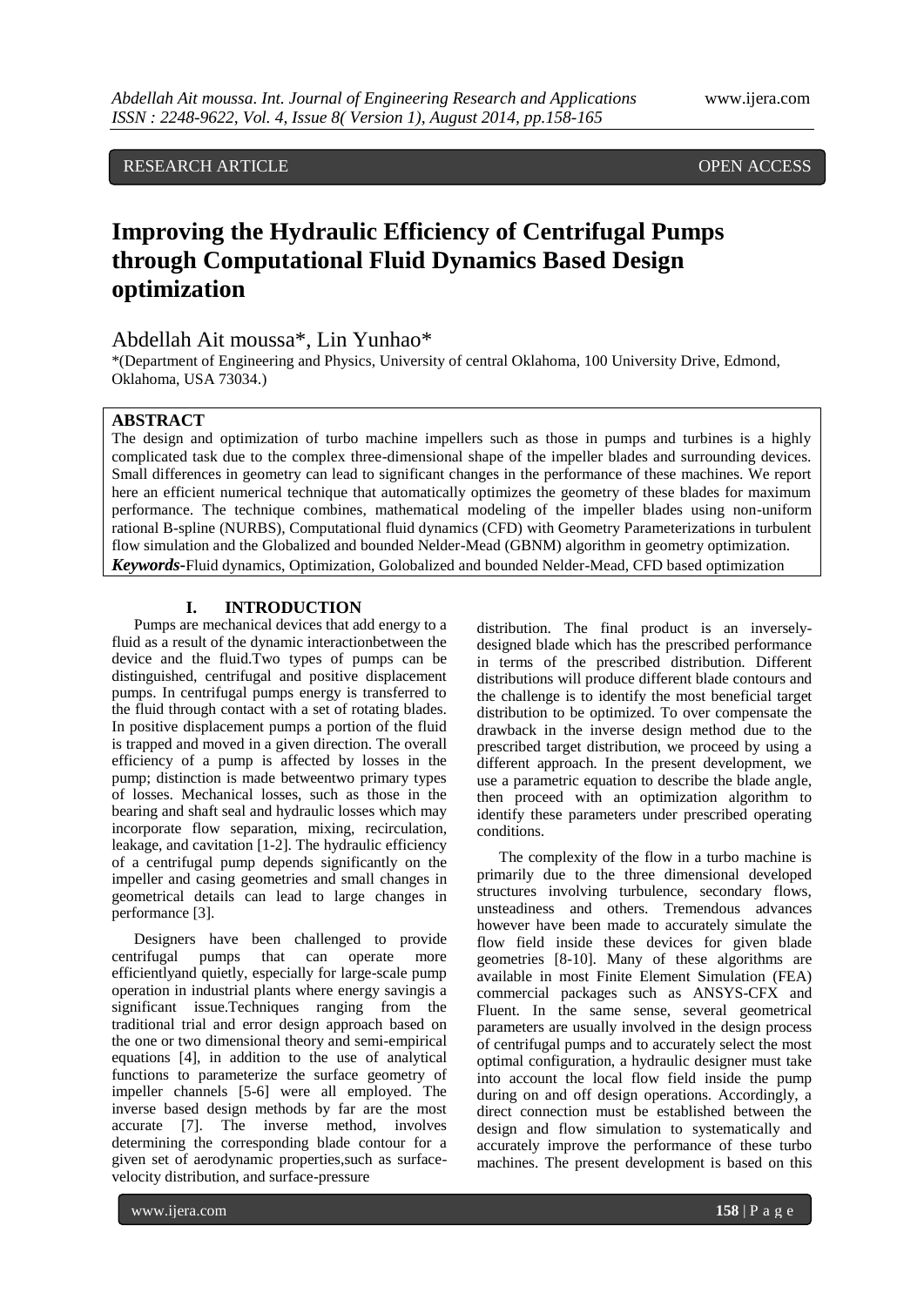RESEARCH ARTICLE OPEN ACCESS

# Improving the Hydraulic Efficiency of Centrifugal Pumps through Computational Fluid Dynamics Based Design optimization

Abdellah Ait moussa*, Lin Yunhao*

*(Department of Engineering and Physics, University of central Oklahoma, 100 University Drive, Edmond, Oklahoma, USA 73034.)

## ABSTRACT

The design and optimization of turbo machine impellers such as those in pumps and turbines is a highly complicated task due to the complex three-dimensional shape of the impeller blades and surrounding devices. Small differences in geometry can lead to significant changes in the performance of these machines. We report here an efficient numerical technique that automatically optimizes the geometry of these blades for maximum performance. The technique combines, mathematical modeling of the impeller blades using non-uniform rational B-spline (NURBS), Computational fluid dynamics (CFD) with Geometry Parameterizations in turbulent flow simulation and the Globalized and bounded Nelder-Mead (GBNM) algorithm in geometry optimization.

***Keywords*-**Fluid dynamics, Optimization, Golobalized and bounded Nelder-Mead, CFD based optimization

## I. INTRODUCTION

Pumps are mechanical devices that add energy to a fluid as a result of the dynamic interactionbetween the device and the fluid.Two types of pumps can be distinguished, centrifugal and positive displacement pumps. In centrifugal pumps energy is transferred to the fluid through contact with a set of rotating blades. In positive displacement pumps a portion of the fluid is trapped and moved in a given direction. The overall efficiency of a pump is affected by losses in the pump; distinction is made betweentwo primary types of losses. Mechanical losses, such as those in the bearing and shaft seal and hydraulic losses which may incorporate flow separation, mixing, recirculation, leakage, and cavitation [1-2]. The hydraulic efficiency of a centrifugal pump depends significantly on the impeller and casing geometries and small changes in geometrical details can lead to large changes in performance [3].

Designers have been challenged to provide centrifugal pumps that can operate more efficientlyand quietly, especially for large-scale pump operation in industrial plants where energy savingis a significant issue.Techniques ranging from the traditional trial and error design approach based on the one or two dimensional theory and semi-empirical equations [4], in addition to the use of analytical functions to parameterize the surface geometry of impeller channels [5-6] were all employed. The inverse based design methods by far are the most accurate [7]. The inverse method, involves determining the corresponding blade contour for a given set of aerodynamic properties,such as surface-velocity distribution, and surface-pressure distribution. The final product is an inversely-designed blade which has the prescribed performance in terms of the prescribed distribution. Different distributions will produce different blade contours and the challenge is to identify the most beneficial target distribution to be optimized. To over compensate the drawback in the inverse design method due to the prescribed target distribution, we proceed by using a different approach. In the present development, we use a parametric equation to describe the blade angle, then proceed with an optimization algorithm to identify these parameters under prescribed operating conditions.

The complexity of the flow in a turbo machine is primarily due to the three dimensional developed structures involving turbulence, secondary flows, unsteadiness and others. Tremendous advances however have been made to accurately simulate the flow field inside these devices for given blade geometries [8-10]. Many of these algorithms are available in most Finite Element Simulation (FEA) commercial packages such as ANSYS-CFX and Fluent. In the same sense, several geometrical parameters are usually involved in the design process of centrifugal pumps and to accurately select the most optimal configuration, a hydraulic designer must take into account the local flow field inside the pump during on and off design operations. Accordingly, a direct connection must be established between the design and flow simulation to systematically and accurately improve the performance of these turbo machines. The present development is based on this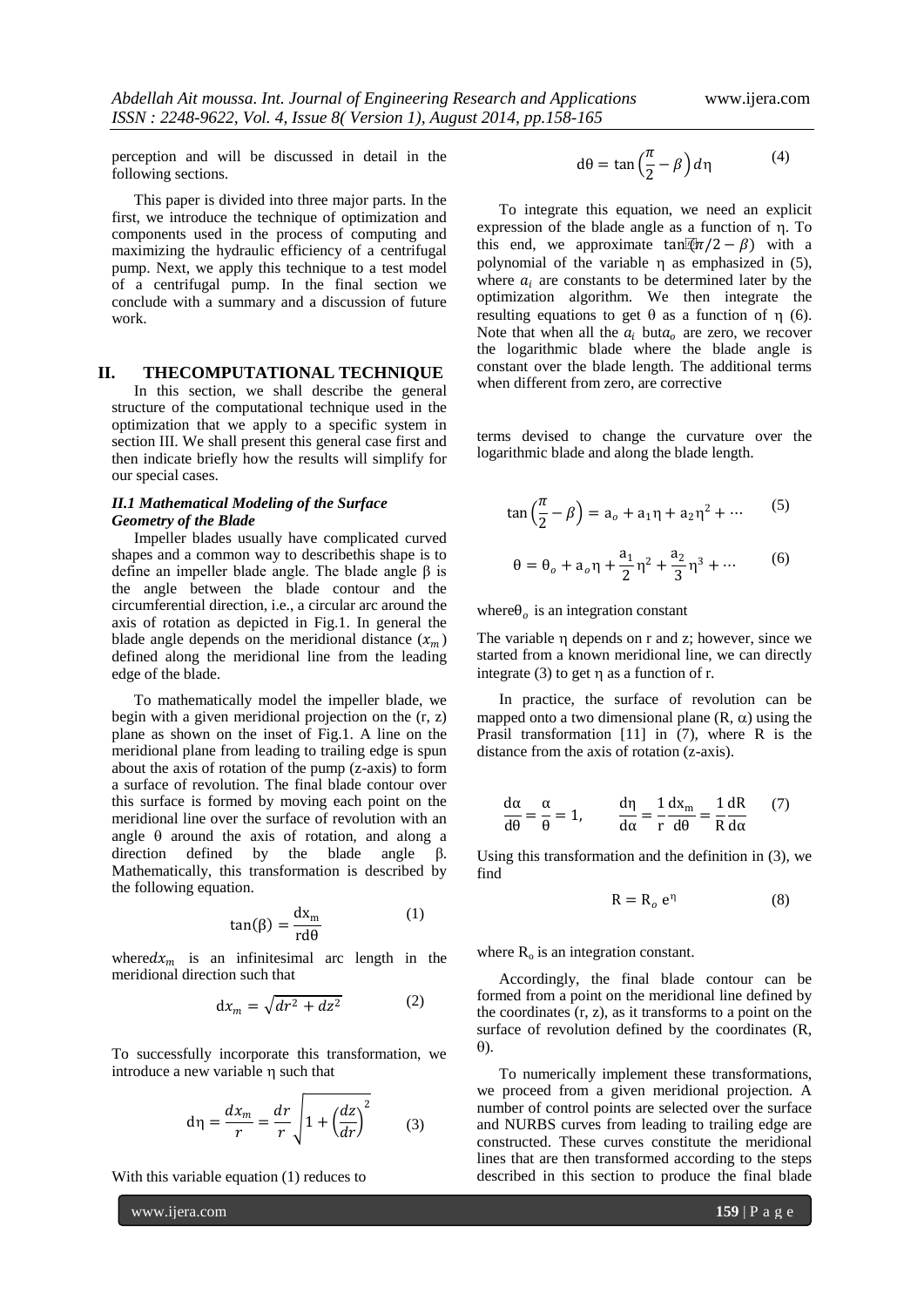perception and will be discussed in detail in the following sections.

This paper is divided into three major parts. In the first, we introduce the technique of optimization and components used in the process of computing and maximizing the hydraulic efficiency of a centrifugal pump. Next, we apply this technique to a test model of a centrifugal pump. In the final section we conclude with a summary and a discussion of future work.

## II. THECOMPUTATIONAL TECHNIQUE

In this section, we shall describe the general structure of the computational technique used in the optimization that we apply to a specific system in section III. We shall present this general case first and then indicate briefly how the results will simplify for our special cases.

### *II.1 Mathematical Modeling of the Surface Geometry of the Blade*

Impeller blades usually have complicated curved shapes and a common way to describethis shape is to define an impeller blade angle. The blade angle β is the angle between the blade contour and the circumferential direction, i.e., a circular arc around the axis of rotation as depicted in Fig.1. In general the blade angle depends on the meridional distance $(x_m)$ defined along the meridional line from the leading edge of the blade.

To mathematically model the impeller blade, we begin with a given meridional projection on the (r, z) plane as shown on the inset of Fig.1. A line on the meridional plane from leading to trailing edge is spun about the axis of rotation of the pump (z-axis) to form a surface of revolution. The final blade contour over this surface is formed by moving each point on the meridional line over the surface of revolution with an angle θ around the axis of rotation, and along a direction defined by the blade angle β. Mathematically, this transformation is described by the following equation.

$$\tan(\beta) = \frac{dx_m}{r d\theta} \qquad (1)$$

where$dx_m$ is an infinitesimal arc length in the meridional direction such that

$$dx_m = \sqrt{dr^2 + dz^2} \qquad (2)$$

To successfully incorporate this transformation, we introduce a new variable η such that

$$d\eta = \frac{dx_m}{r} = \frac{dr}{r}\sqrt{1 + \left(\frac{dz}{dr}\right)^2} \qquad (3)$$

With this variable equation (1) reduces to

$$d\theta = \tan\left(\frac{\pi}{2} - \beta\right) d\eta \qquad (4)$$

To integrate this equation, we need an explicit expression of the blade angle as a function of η. To this end, we approximate $\tan(\pi/2 - \beta)$ with a polynomial of the variable η as emphasized in (5), where $a_i$ are constants to be determined later by the optimization algorithm. We then integrate the resulting equations to get θ as a function of η (6). Note that when all the $a_i$ but$a_o$ are zero, we recover the logarithmic blade where the blade angle is constant over the blade length. The additional terms when different from zero, are corrective terms devised to change the curvature over the logarithmic blade and along the blade length.

$$\tan\left(\frac{\pi}{2} - \beta\right) = a_o + a_1\eta + a_2\eta^2 + \cdots \qquad (5)$$

$$\theta = \theta_o + a_o\eta + \frac{a_1}{2}\eta^2 + \frac{a_2}{3}\eta^3 + \cdots \qquad (6)$$

where$\theta_o$ is an integration constant

The variable η depends on r and z; however, since we started from a known meridional line, we can directly integrate (3) to get η as a function of r.

In practice, the surface of revolution can be mapped onto a two dimensional plane (R, α) using the Prasil transformation [11] in (7), where R is the distance from the axis of rotation (z-axis).

$$\frac{d\alpha}{d\theta} = \frac{\alpha}{\theta} = 1, \qquad \frac{d\eta}{d\alpha} = \frac{1}{r}\frac{dx_m}{d\theta} = \frac{1}{R}\frac{dR}{d\alpha} \qquad (7)$$

Using this transformation and the definition in (3), we find

$$R = R_o\, e^{\eta} \qquad (8)$$

where $R_o$ is an integration constant.

Accordingly, the final blade contour can be formed from a point on the meridional line defined by the coordinates (r, z), as it transforms to a point on the surface of revolution defined by the coordinates (R, θ).

To numerically implement these transformations, we proceed from a given meridional projection. A number of control points are selected over the surface and NURBS curves from leading to trailing edge are constructed. These curves constitute the meridional lines that are then transformed according to the steps described in this section to produce the final blade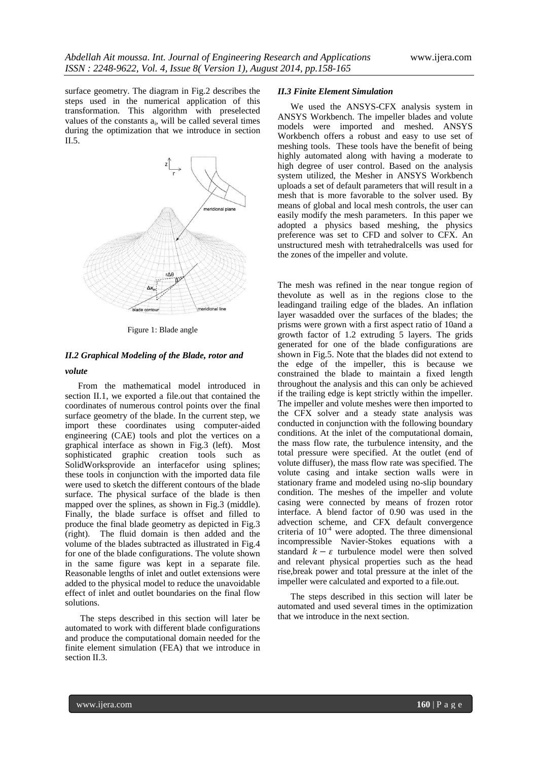surface geometry. The diagram in Fig.2 describes the steps used in the numerical application of this transformation. This algorithm with preselected values of the constants $a_i$, will be called several times during the optimization that we introduce in section II.5.

Figure 1: Blade angle

### *II.2 Graphical Modeling of the Blade, rotor and volute*

From the mathematical model introduced in section II.1, we exported a file.out that contained the coordinates of numerous control points over the final surface geometry of the blade. In the current step, we import these coordinates using computer-aided engineering (CAE) tools and plot the vertices on a graphical interface as shown in Fig.3 (left). Most sophisticated graphic creation tools such as SolidWorksprovide an interfacefor using splines; these tools in conjunction with the imported data file were used to sketch the different contours of the blade surface. The physical surface of the blade is then mapped over the splines, as shown in Fig.3 (middle). Finally, the blade surface is offset and filled to produce the final blade geometry as depicted in Fig.3 (right). The fluid domain is then added and the volume of the blades subtracted as illustrated in Fig.4 for one of the blade configurations. The volute shown in the same figure was kept in a separate file. Reasonable lengths of inlet and outlet extensions were added to the physical model to reduce the unavoidable effect of inlet and outlet boundaries on the final flow solutions.

The steps described in this section will later be automated to work with different blade configurations and produce the computational domain needed for the finite element simulation (FEA) that we introduce in section II.3.

### *II.3 Finite Element Simulation*

We used the ANSYS-CFX analysis system in ANSYS Workbench. The impeller blades and volute models were imported and meshed. ANSYS Workbench offers a robust and easy to use set of meshing tools. These tools have the benefit of being highly automated along with having a moderate to high degree of user control. Based on the analysis system utilized, the Mesher in ANSYS Workbench uploads a set of default parameters that will result in a mesh that is more favorable to the solver used. By means of global and local mesh controls, the user can easily modify the mesh parameters. In this paper we adopted a physics based meshing, the physics preference was set to CFD and solver to CFX. An unstructured mesh with tetrahedralcells was used for the zones of the impeller and volute.

The mesh was refined in the near tongue region of thevolute as well as in the regions close to the leadingand trailing edge of the blades. An inflation layer wasadded over the surfaces of the blades; the prisms were grown with a first aspect ratio of 10and a growth factor of 1.2 extruding 5 layers. The grids generated for one of the blade configurations are shown in Fig.5. Note that the blades did not extend to the edge of the impeller, this is because we constrained the blade to maintain a fixed length throughout the analysis and this can only be achieved if the trailing edge is kept strictly within the impeller. The impeller and volute meshes were then imported to the CFX solver and a steady state analysis was conducted in conjunction with the following boundary conditions. At the inlet of the computational domain, the mass flow rate, the turbulence intensity, and the total pressure were specified. At the outlet (end of volute diffuser), the mass flow rate was specified. The volute casing and intake section walls were in stationary frame and modeled using no-slip boundary condition. The meshes of the impeller and volute casing were connected by means of frozen rotor interface. A blend factor of 0.90 was used in the advection scheme, and CFX default convergence criteria of $10^{-4}$ were adopted. The three dimensional incompressible Navier-Stokes equations with a standard $k - \varepsilon$ turbulence model were then solved and relevant physical properties such as the head rise,break power and total pressure at the inlet of the impeller were calculated and exported to a file.out.

The steps described in this section will later be automated and used several times in the optimization that we introduce in the next section.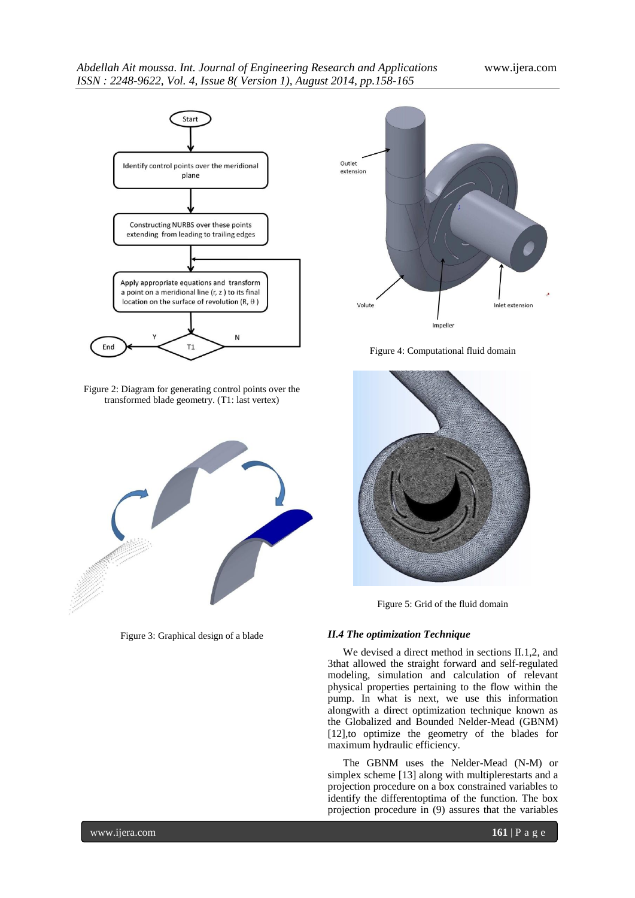Figure 2: Diagram for generating control points over the transformed blade geometry. (T1: last vertex)

Figure 3: Graphical design of a blade

Figure 4: Computational fluid domain

Figure 5: Grid of the fluid domain

### *II.4 The optimization Technique*

We devised a direct method in sections II.1,2, and 3that allowed the straight forward and self-regulated modeling, simulation and calculation of relevant physical properties pertaining to the flow within the pump. In what is next, we use this information alongwith a direct optimization technique known as the Globalized and Bounded Nelder-Mead (GBNM) [12],to optimize the geometry of the blades for maximum hydraulic efficiency.

The GBNM uses the Nelder-Mead (N-M) or simplex scheme [13] along with multiplerestarts and a projection procedure on a box constrained variables to identify the differentoptima of the function. The box projection procedure in (9) assures that the variables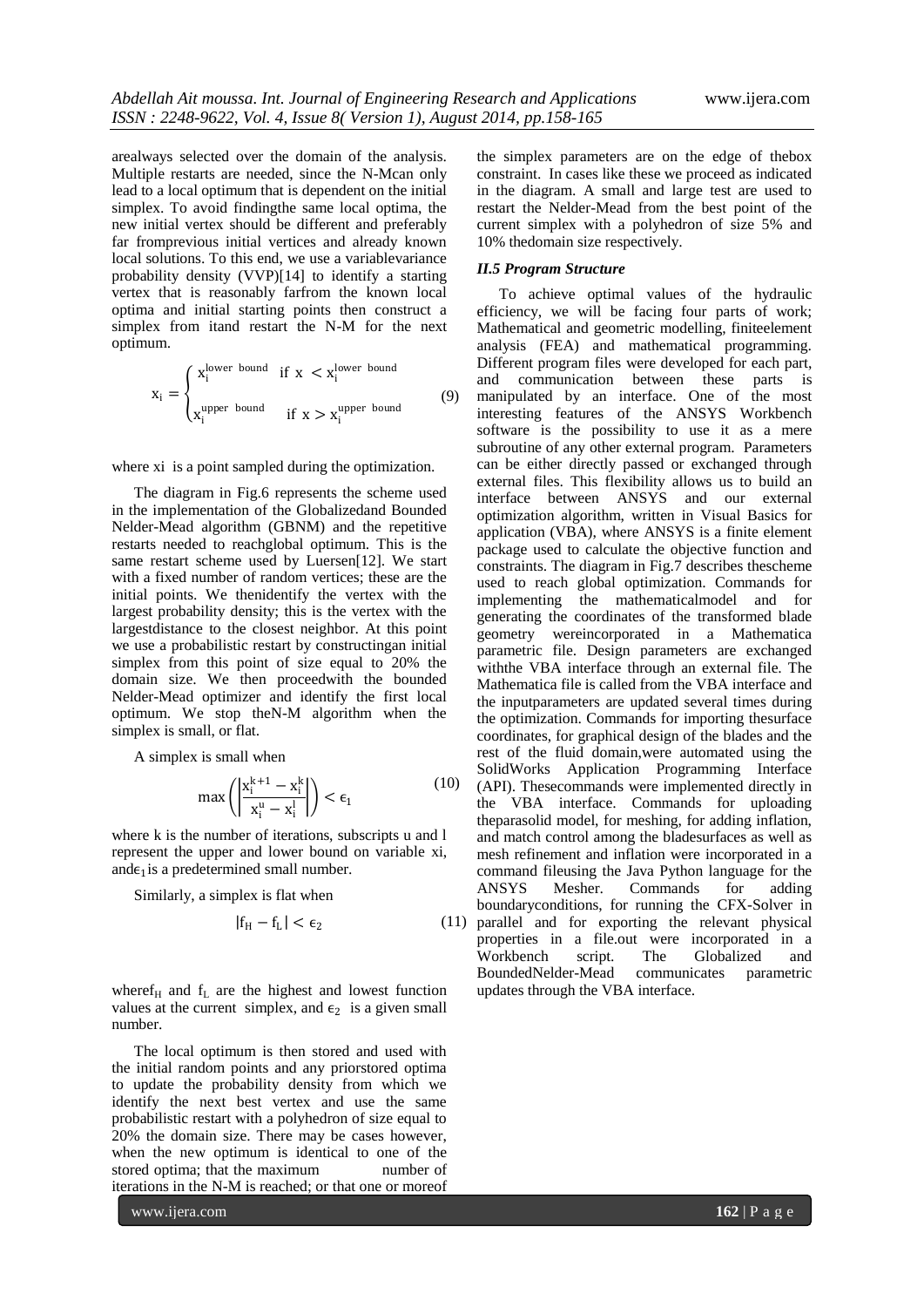arealways selected over the domain of the analysis. Multiple restarts are needed, since the N-Mcan only lead to a local optimum that is dependent on the initial simplex. To avoid findingthe same local optima, the new initial vertex should be different and preferably far frompprevious initial vertices and already known local solutions. To this end, we use a variablevariance probability density (VVP)[14] to identify a starting vertex that is reasonably farfrom the known local optima and initial starting points then construct a simplex from itand restart the N-M for the next optimum.

$$x_i = \begin{cases} x_i^{\text{lower bound}} & \text{if } x < x_i^{\text{lower bound}} \\ x_i^{\text{upper bound}} & \text{if } x > x_i^{\text{upper bound}} \end{cases} \tag{9}$$

where xi is a point sampled during the optimization.

The diagram in Fig.6 represents the scheme used in the implementation of the Globalizedand Bounded Nelder-Mead algorithm (GBNM) and the repetitive restarts needed to reachglobal optimum. This is the same restart scheme used by Luersen[12]. We start with a fixed number of random vertices; these are the initial points. We thenidentify the vertex with the largest probability density; this is the vertex with the largestdistance to the closest neighbor. At this point we use a probabilistic restart by constructingan initial simplex from this point of size equal to 20% the domain size. We then proceedwith the bounded Nelder-Mead optimizer and identify the first local optimum. We stop theN-M algorithm when the simplex is small, or flat.

A simplex is small when

$$\max\left(\left|\frac{x_i^{k+1} - x_i^k}{x_i^u - x_i^l}\right|\right) < \epsilon_1 \tag{10}$$

where k is the number of iterations, subscripts u and l represent the upper and lower bound on variable xi, and$\epsilon_1$is a predetermined small number.

Similarly, a simplex is flat when

$$|f_H - f_L| < \epsilon_2 \tag{11}$$

where$f_H$ and $f_L$ are the highest and lowest function values at the current simplex, and $\epsilon_2$ is a given small number.

The local optimum is then stored and used with the initial random points and any priorstored optima to update the probability density from which we identify the next best vertex and use the same probabilistic restart with a polyhedron of size equal to 20% the domain size. There may be cases however, when the new optimum is identical to one of the stored optima; that the maximum number of iterations in the N-M is reached; or that one or moreof the simplex parameters are on the edge of thebox constraint. In cases like these we proceed as indicated in the diagram. A small and large test are used to restart the Nelder-Mead from the best point of the current simplex with a polyhedron of size 5% and 10% thedomain size respectively.

### *II.5 Program Structure*

To achieve optimal values of the hydraulic efficiency, we will be facing four parts of work; Mathematical and geometric modelling, finiteelement analysis (FEA) and mathematical programming. Different program files were developed for each part, and communication between these parts is manipulated by an interface. One of the most interesting features of the ANSYS Workbench software is the possibility to use it as a mere subroutine of any other external program. Parameters can be either directly passed or exchanged through external files. This flexibility allows us to build an interface between ANSYS and our external optimization algorithm, written in Visual Basics for application (VBA), where ANSYS is a finite element package used to calculate the objective function and constraints. The diagram in Fig.7 describes thescheme used to reach global optimization. Commands for implementing the mathematicalmodel and for generating the coordinates of the transformed blade geometry wereincorporated in a Mathematica parametric file. Design parameters are exchanged withthe VBA interface through an external file. The Mathematica file is called from the VBA interface and the inputparameters are updated several times during the optimization. Commands for importing thesurface coordinates, for graphical design of the blades and the rest of the fluid domain,were automated using the SolidWorks Application Programming Interface (API). Thesecommands were implemented directly in the VBA interface. Commands for uploading theparasolid model, for meshing, for adding inflation, and match control among the bladesurfaces as well as mesh refinement and inflation were incorporated in a command fileusing the Java Python language for the ANSYS Mesher. Commands for adding boundaryconditions, for running the CFX-Solver in parallel and for exporting the relevant physical properties in a file.out were incorporated in a Workbench script. The Globalized and BoundedNelder-Mead communicates parametric updates through the VBA interface.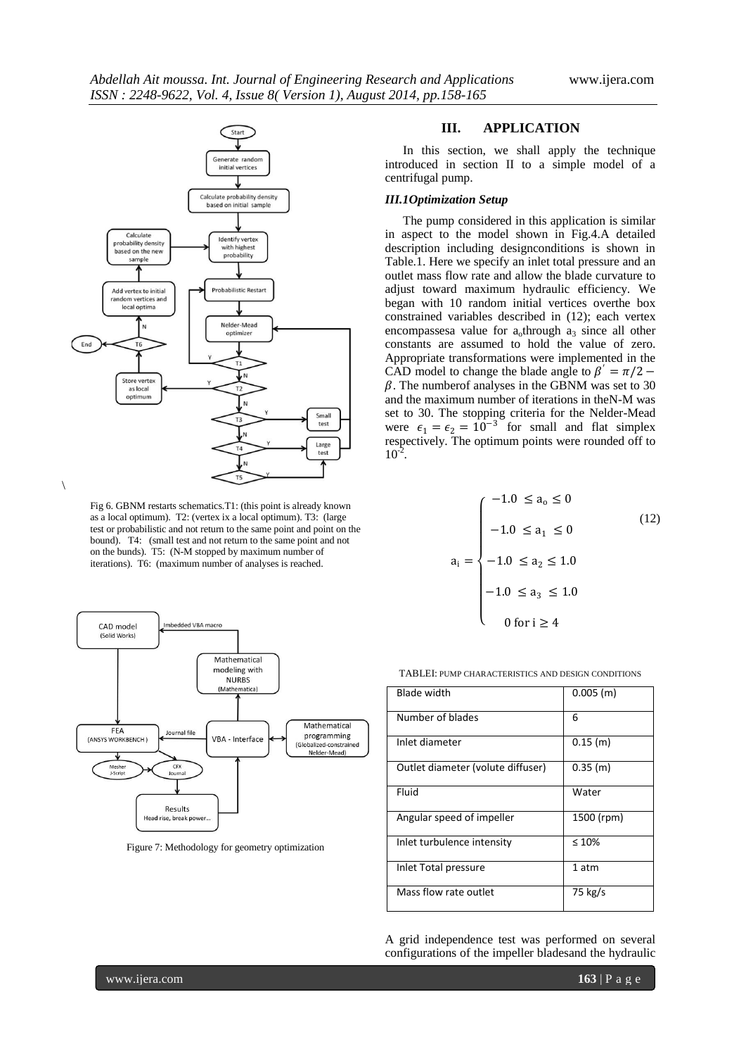Fig 6. GBNM restarts schematics.T1: (this point is already known as a local optimum). T2: (vertex ix a local optimum). T3: (large test or probabilistic and not return to the same point and point on the bound). T4: (small test and not return to the same point and not on the bunds). T5: (N-M stopped by maximum number of iterations). T6: (maximum number of analyses is reached.

Figure 7: Methodology for geometry optimization

## III. APPLICATION

In this section, we shall apply the technique introduced in section II to a simple model of a centrifugal pump.

### *III.1Optimization Setup*

The pump considered in this application is similar in aspect to the model shown in Fig.4.A detailed description including designconditions is shown in Table.1. Here we specify an inlet total pressure and an outlet mass flow rate and allow the blade curvature to adjust toward maximum hydraulic efficiency. We began with 10 random initial vertices overthe box constrained variables described in (12); each vertex encompassesa value for $a_o$through $a_3$ since all other constants are assumed to hold the value of zero. Appropriate transformations were implemented in the CAD model to change the blade angle to $\beta' = \pi/2 - \beta$. The numberof analyses in the GBNM was set to 30 and the maximum number of iterations in theN-M was set to 30. The stopping criteria for the Nelder-Mead were $\epsilon_1 = \epsilon_2 = 10^{-3}$ for small and flat simplex respectively. The optimum points were rounded off to $10^{-2}$.

$$a_i = \begin{cases} -1.0 \le a_o \le 0 \\ -1.0 \le a_1 \le 0 \\ -1.0 \le a_2 \le 1.0 \\ -1.0 \le a_3 \le 1.0 \\ 0 \text{ for } i \ge 4 \end{cases} \tag{12}$$

TABLEI: PUMP CHARACTERISTICS AND DESIGN CONDITIONS

| Blade width | 0.005 (m) |
|---|---|
| Number of blades | 6 |
| Inlet diameter | 0.15 (m) |
| Outlet diameter (volute diffuser) | 0.35 (m) |
| Fluid | Water |
| Angular speed of impeller | 1500 (rpm) |
| Inlet turbulence intensity | ≤ 10% |
| Inlet Total pressure | 1 atm |
| Mass flow rate outlet | 75 kg/s |

A grid independence test was performed on several configurations of the impeller bladesand the hydraulic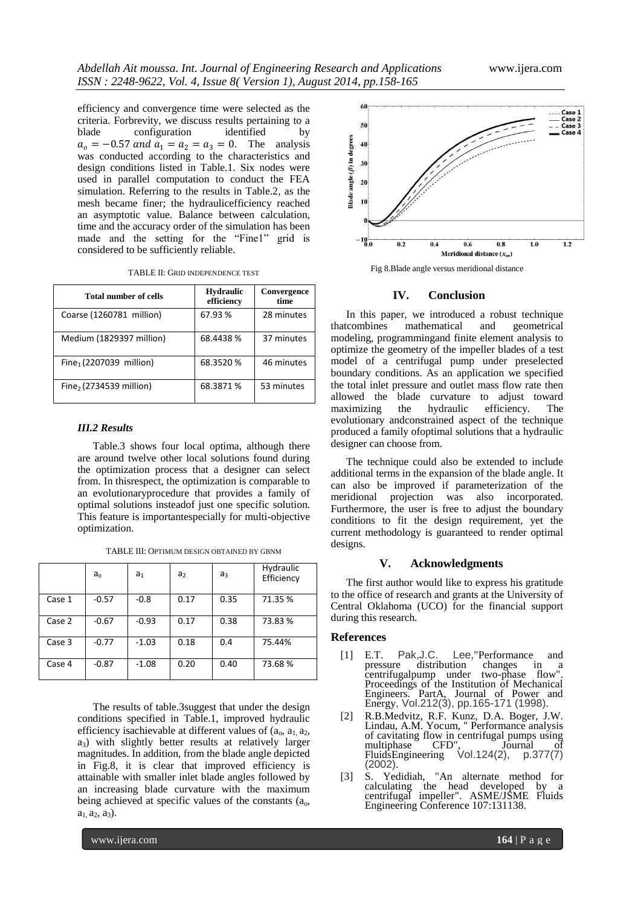efficiency and convergence time were selected as the criteria. Forbrevity, we discuss results pertaining to a blade configuration identified by $a_o = -0.57$ $and$ $a_1 = a_2 = a_3 = 0$. The analysis was conducted according to the characteristics and design conditions listed in Table.1. Six nodes were used in parallel computation to conduct the FEA simulation. Referring to the results in Table.2, as the mesh became finer; the hydraulicefficiency reached an asymptotic value. Balance between calculation, time and the accuracy order of the simulation has been made and the setting for the "Fine1" grid is considered to be sufficiently reliable.

TABLE II: GRID INDEPENDENCE TEST

| Total number of cells | Hydraulic efficiency | Convergence time |
|---|---|---|
| Coarse (1260781 million) | 67.93 % | 28 minutes |
| Medium (1829397 million) | 68.4438 % | 37 minutes |
| $Fine_1$ (2207039 million) | 68.3520 % | 46 minutes |
| $Fine_2$ (2734539 million) | 68.3871 % | 53 minutes |

### *III.2 Results*

Table.3 shows four local optima, although there are around twelve other local solutions found during the optimization process that a designer can select from. In thisrespect, the optimization is comparable to an evolutionaryprocedure that provides a family of optimal solutions insteadof just one specific solution. This feature is importantespecially for multi-objective optimization.

TABLE III: OPTIMUM DESIGN OBTAINED BY GBNM

| | $a_o$ | $a_1$ | $a_2$ | $a_3$ | Hydraulic Efficiency |
|---|---|---|---|---|---|
| Case 1 | -0.57 | -0.8 | 0.17 | 0.35 | 71.35 % |
| Case 2 | -0.67 | -0.93 | 0.17 | 0.38 | 73.83 % |
| Case 3 | -0.77 | -1.03 | 0.18 | 0.4 | 75.44% |
| Case 4 | -0.87 | -1.08 | 0.20 | 0.40 | 73.68 % |

The results of table.3suggest that under the design conditions specified in Table.1, improved hydraulic efficiency isachievable at different values of ($a_o$, $a_1$, $a_2$, $a_3$) with slightly better results at relatively larger magnitudes. In addition, from the blade angle depicted in Fig.8, it is clear that improved efficiency is attainable with smaller inlet blade angles followed by an increasing blade curvature with the maximum being achieved at specific values of the constants ($a_o$, $a_1$, $a_2$, $a_3$).

Fig 8.Blade angle versus meridional distance

## IV. Conclusion

In this paper, we introduced a robust technique thatcombines mathematical and geometrical modeling, programmingand finite element analysis to optimize the geometry of the impeller blades of a test model of a centrifugal pump under preselected boundary conditions. As an application we specified the total inlet pressure and outlet mass flow rate then allowed the blade curvature to adjust toward maximizing the hydraulic efficiency. The evolutionary andconstrained aspect of the technique produced a family ofoptimal solutions that a hydraulic designer can choose from.

The technique could also be extended to include additional terms in the expansion of the blade angle. It can also be improved if parameterization of the meridional projection was also incorporated. Furthermore, the user is free to adjust the boundary conditions to fit the design requirement, yet the current methodology is guaranteed to render optimal designs.

## V. Acknowledgments

The first author would like to express his gratitude to the office of research and grants at the University of Central Oklahoma (UCO) for the financial support during this research.

## References

[1] E.T. Pak,J.C. Lee,"Performance and pressure distribution changes in a centrifugalpump under two-phase flow". Proceedings of the Institution of Mechanical Engineers. PartA, Journal of Power and Energy, Vol.212(3), pp.165-171 (1998).

[2] R.B.Medvitz, R.F. Kunz, D.A. Boger, J.W. Lindau, A.M. Yocum, " Performance analysis of cavitating flow in centrifugal pumps using multiphase CFD", Journal of FluidsEngineering Vol.124(2), p.377(7) (2002).

[3] S. Yedidiah, "An alternate method for calculating the head developed by a centrifugal impeller". ASME/JSME Fluids Engineering Conference 107:131138.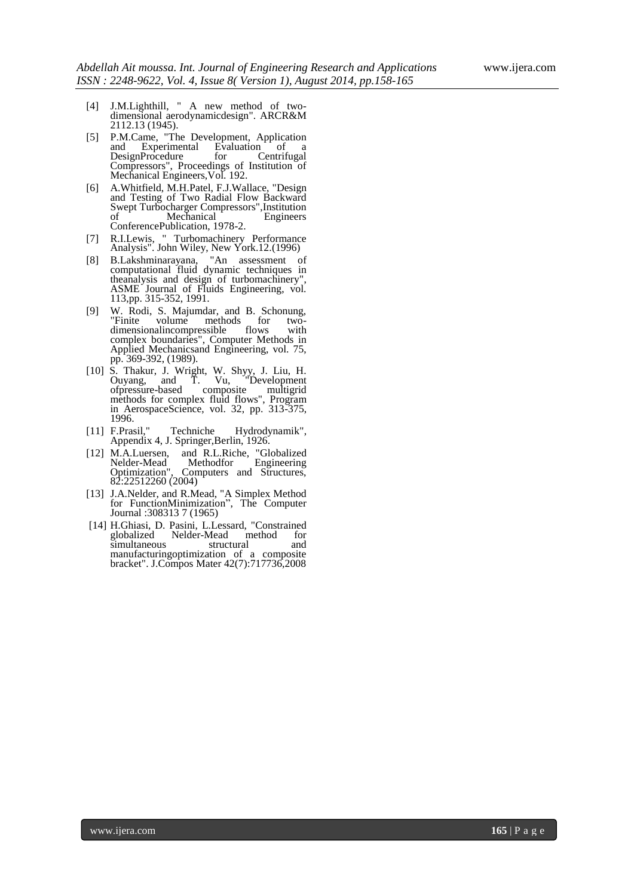- [4] J.M.Lighthill, " A new method of two-dimensional aerodynamicdesign". ARCR&M 2112.13 (1945).
- [5] P.M.Came, "The Development, Application and Experimental Evaluation of a DesignProcedure for Centrifugal Compressors", Proceedings of Institution of Mechanical Engineers,Vol. 192.
- [6] A.Whitfield, M.H.Patel, F.J.Wallace, "Design and Testing of Two Radial Flow Backward Swept Turbocharger Compressors",Institution of Mechanical Engineers ConferencePublication, 1978-2.
- [7] R.I.Lewis, " Turbomachinery Performance Analysis". John Wiley, New York.12.(1996)
- [8] B.Lakshminarayana, "An assessment of computational fluid dynamic techniques in theanalysis and design of turbomachinery", ASME Journal of Fluids Engineering, vol. 113,pp. 315-352, 1991.
- [9] W. Rodi, S. Majumdar, and B. Schonung, "Finite volume methods for two-dimensionalincompressible flows with complex boundaries", Computer Methods in Applied Mechanicsand Engineering, vol. 75, pp. 369-392, (1989).
- [10] S. Thakur, J. Wright, W. Shyy, J. Liu, H. Ouyang, and T. Vu, "Development ofpressure-based composite multigrid methods for complex fluid flows", Program in AerospaceScience, vol. 32, pp. 313-375, 1996.
- [11] F.Prasil," Techniche Hydrodynamik", Appendix 4, J. Springer,Berlin, 1926.
- [12] M.A.Luersen, and R.L.Riche, "Globalized Nelder-Mead Methodfor Engineering Optimization", Computers and Structures, 82:22512260 (2004)
- [13] J.A.Nelder, and R.Mead, "A Simplex Method for FunctionMinimization", The Computer Journal :308313 7 (1965)
- [14] H.Ghiasi, D. Pasini, L.Lessard, "Constrained globalized Nelder-Mead method for simultaneous structural and manufacturingoptimization of a composite bracket". J.Compos Mater 42(7):717736,2008